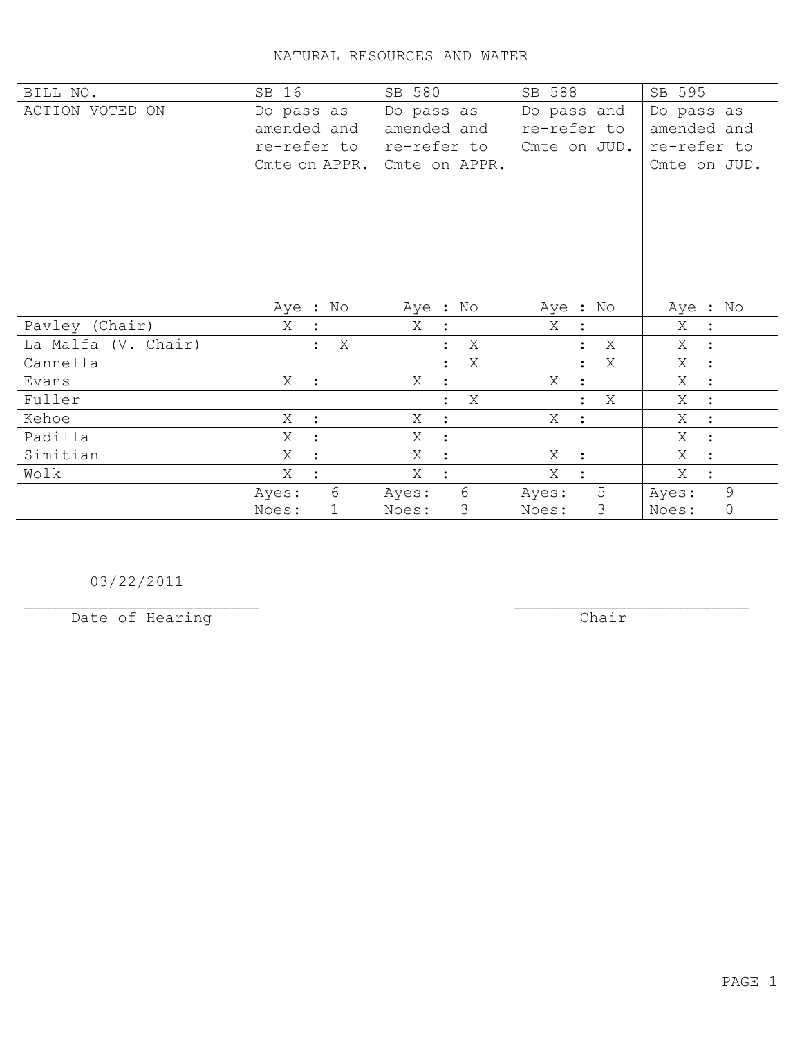# NATURAL RESOURCES AND WATER

| BILL NO. | SB 16 | SB 580 | SB 588 | SB 595 |
|---|---|---|---|---|
| ACTION VOTED ON | Do pass as amended and re-refer to Cmte on APPR. | Do pass as amended and re-refer to Cmte on APPR. | Do pass and re-refer to Cmte on JUD. | Do pass as amended and re-refer to Cmte on JUD. |
| | Aye : No | Aye : No | Aye : No | Aye : No |
| Pavley (Chair) | X : | X : | X : | X : |
| La Malfa (V. Chair) | : X | : X | : X | X : |
| Cannella | | : X | : X | X : |
| Evans | X : | X : | X : | X : |
| Fuller | | : X | : X | X : |
| Kehoe | X : | X : | X : | X : |
| Padilla | X : | X : | | X : |
| Simitian | X : | X : | X : | X : |
| Wolk | X : | X : | X : | X : |
| | Ayes: 6<br>Noes: 1 | Ayes: 6<br>Noes: 3 | Ayes: 5<br>Noes: 3 | Ayes: 9<br>Noes: 0 |

03/22/2011
_________________________
Date of Hearing

_________________________
Chair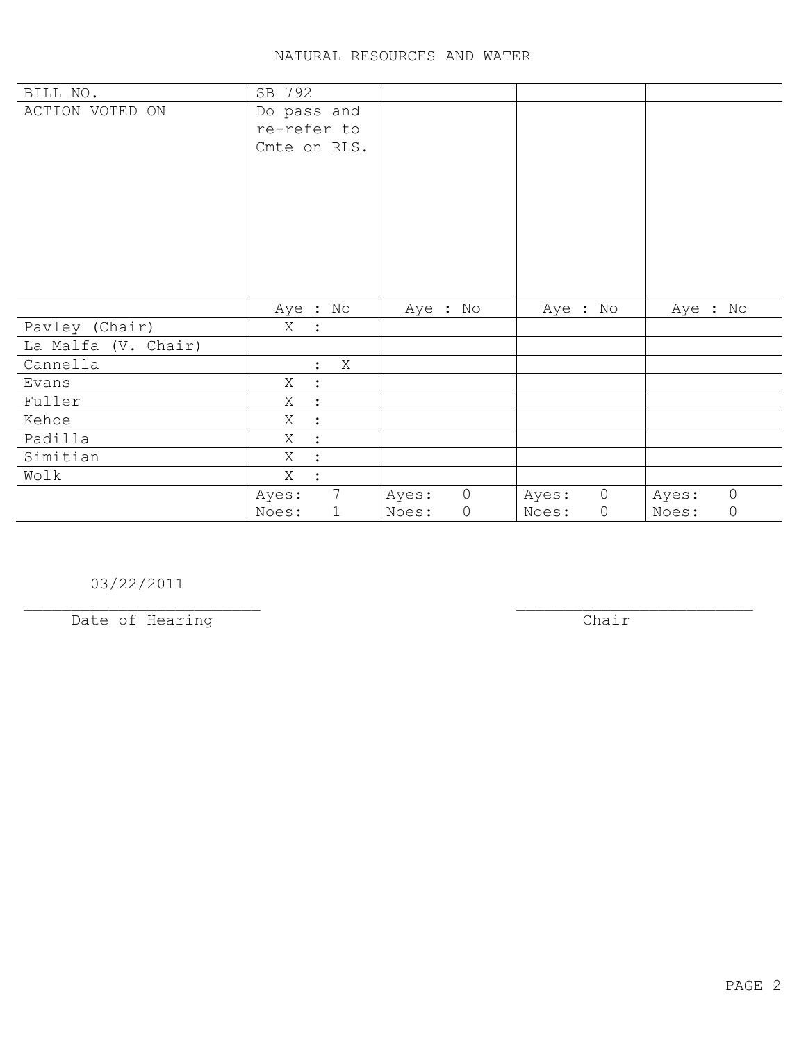# NATURAL RESOURCES AND WATER

| | | | | |
|---|---|---|---|---|
| BILL NO. | SB 792 | | | |
| ACTION VOTED ON | Do pass and re-refer to Cmte on RLS. | | | |
| | Aye : No | Aye : No | Aye : No | Aye : No |
| Pavley (Chair) | X : | | | |
| La Malfa (V. Chair) | | | | |
| Cannella | : X | | | |
| Evans | X : | | | |
| Fuller | X : | | | |
| Kehoe | X : | | | |
| Padilla | X : | | | |
| Simitian | X : | | | |
| Wolk | X : | | | |
| | Ayes: 7<br>Noes: 1 | Ayes: 0<br>Noes: 0 | Ayes: 0<br>Noes: 0 | Ayes: 0<br>Noes: 0 |

03/22/2011
_________________________
Date of Hearing

_________________________
Chair